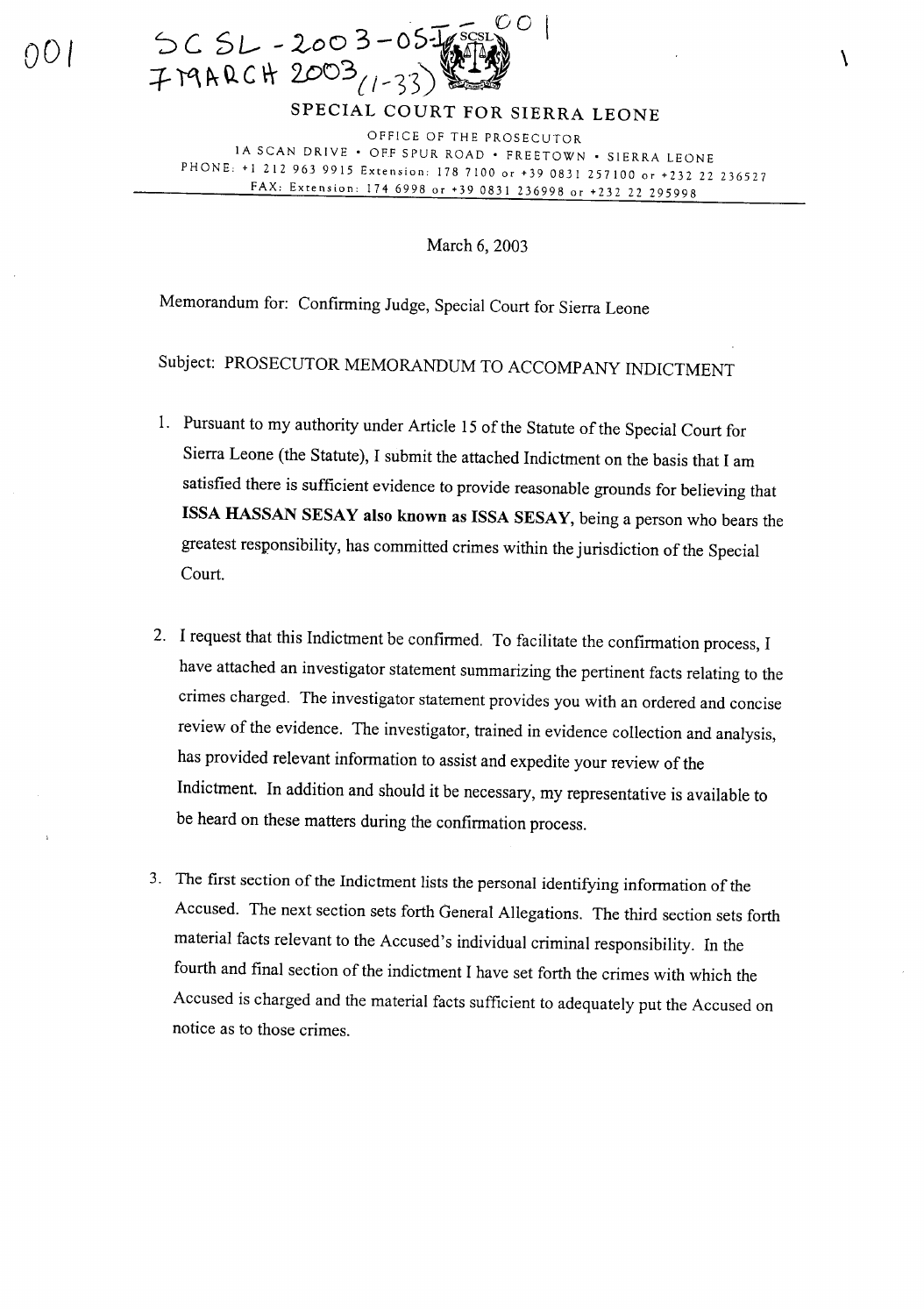SCSL-2003-05-I-001
7 MARCH 2003 (1-33)

**SPECIAL COURT FOR SIERRA LEONE**

OFFICE OF THE PROSECUTOR

1A SCAN DRIVE • OFF SPUR ROAD • FREETOWN • SIERRA LEONE

PHONE: +1 212 963 9915 Extension: 178 7100 or +39 0831 257100 or +232 22 236527

FAX: Extension: 174 6998 or +39 0831 236998 or +232 22 295998

---

March 6, 2003

Memorandum for: Confirming Judge, Special Court for Sierra Leone

Subject: PROSECUTOR MEMORANDUM TO ACCOMPANY INDICTMENT

1. Pursuant to my authority under Article 15 of the Statute of the Special Court for Sierra Leone (the Statute), I submit the attached Indictment on the basis that I am satisfied there is sufficient evidence to provide reasonable grounds for believing that **ISSA HASSAN SESAY also known as ISSA SESAY**, being a person who bears the greatest responsibility, has committed crimes within the jurisdiction of the Special Court.

2. I request that this Indictment be confirmed. To facilitate the confirmation process, I have attached an investigator statement summarizing the pertinent facts relating to the crimes charged. The investigator statement provides you with an ordered and concise review of the evidence. The investigator, trained in evidence collection and analysis, has provided relevant information to assist and expedite your review of the Indictment. In addition and should it be necessary, my representative is available to be heard on these matters during the confirmation process.

3. The first section of the Indictment lists the personal identifying information of the Accused. The next section sets forth General Allegations. The third section sets forth material facts relevant to the Accused's individual criminal responsibility. In the fourth and final section of the indictment I have set forth the crimes with which the Accused is charged and the material facts sufficient to adequately put the Accused on notice as to those crimes.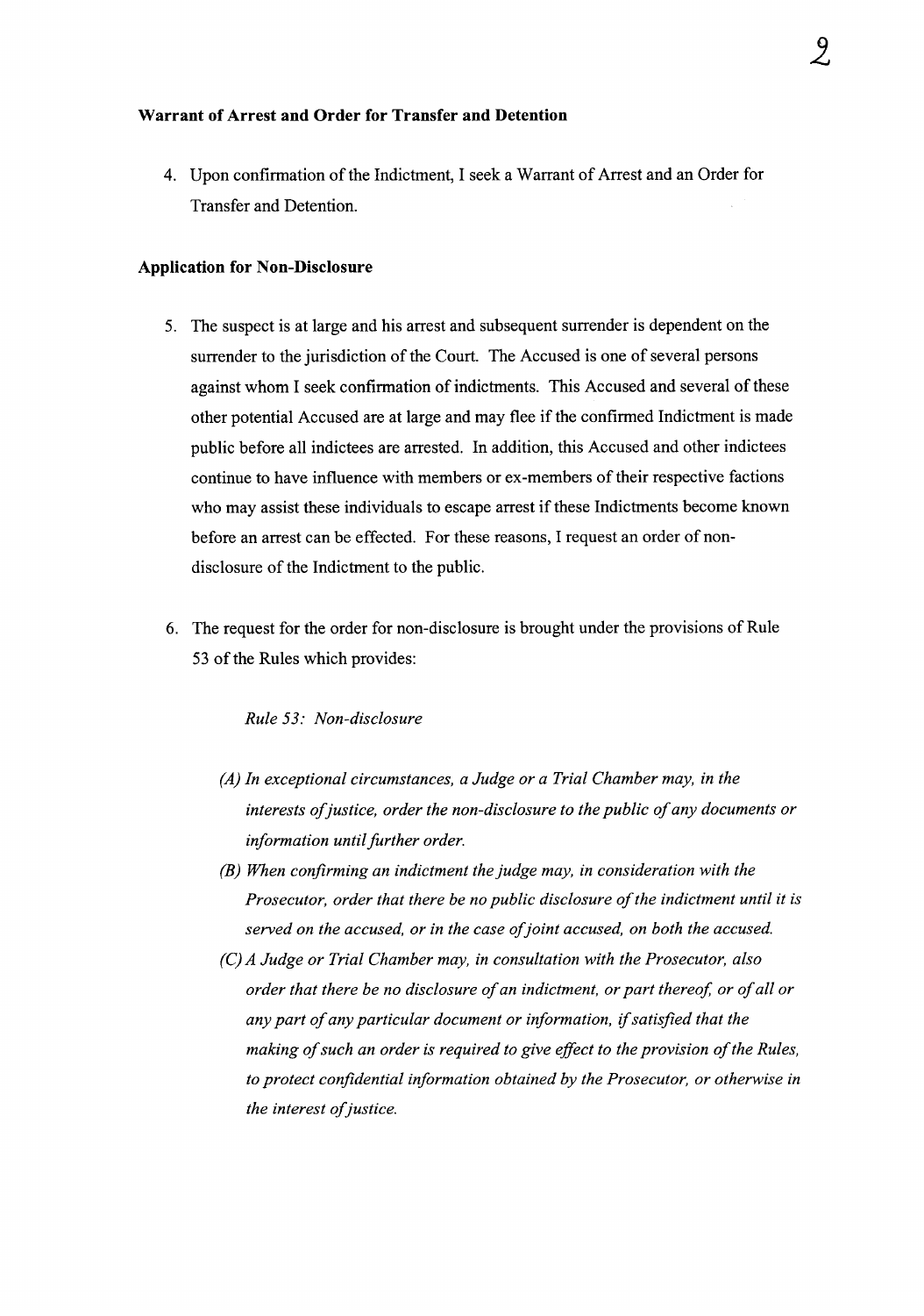**Warrant of Arrest and Order for Transfer and Detention**

4. Upon confirmation of the Indictment, I seek a Warrant of Arrest and an Order for Transfer and Detention.

**Application for Non-Disclosure**

5. The suspect is at large and his arrest and subsequent surrender is dependent on the surrender to the jurisdiction of the Court. The Accused is one of several persons against whom I seek confirmation of indictments. This Accused and several of these other potential Accused are at large and may flee if the confirmed Indictment is made public before all indictees are arrested. In addition, this Accused and other indictees continue to have influence with members or ex-members of their respective factions who may assist these individuals to escape arrest if these Indictments become known before an arrest can be effected. For these reasons, I request an order of non-disclosure of the Indictment to the public.

6. The request for the order for non-disclosure is brought under the provisions of Rule 53 of the Rules which provides:

*Rule 53: Non-disclosure*

*(A) In exceptional circumstances, a Judge or a Trial Chamber may, in the interests of justice, order the non-disclosure to the public of any documents or information until further order.*

*(B) When confirming an indictment the judge may, in consideration with the Prosecutor, order that there be no public disclosure of the indictment until it is served on the accused, or in the case of joint accused, on both the accused.*

*(C) A Judge or Trial Chamber may, in consultation with the Prosecutor, also order that there be no disclosure of an indictment, or part thereof, or of all or any part of any particular document or information, if satisfied that the making of such an order is required to give effect to the provision of the Rules, to protect confidential information obtained by the Prosecutor, or otherwise in the interest of justice.*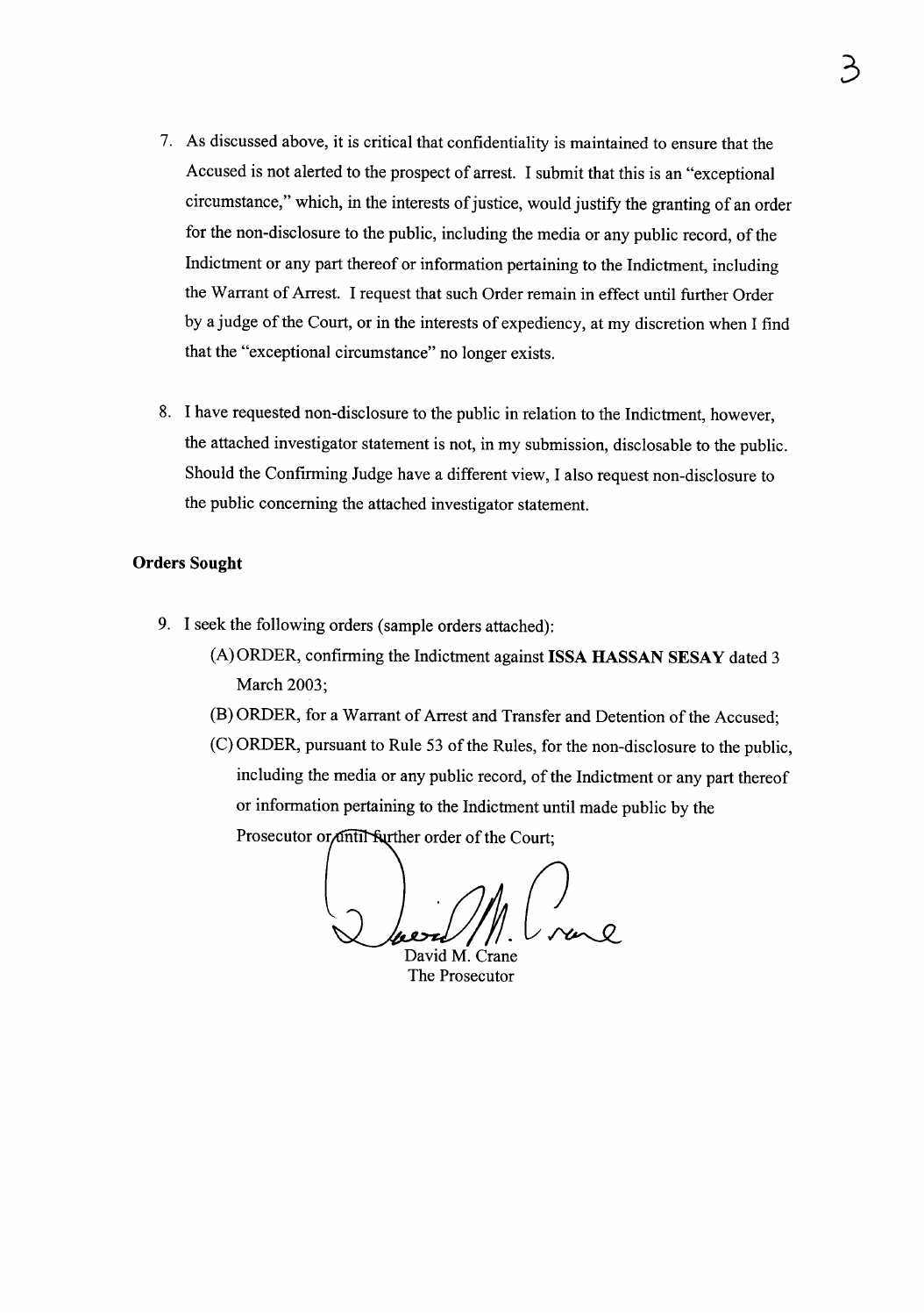7. As discussed above, it is critical that confidentiality is maintained to ensure that the Accused is not alerted to the prospect of arrest. I submit that this is an "exceptional circumstance," which, in the interests of justice, would justify the granting of an order for the non-disclosure to the public, including the media or any public record, of the Indictment or any part thereof or information pertaining to the Indictment, including the Warrant of Arrest. I request that such Order remain in effect until further Order by a judge of the Court, or in the interests of expediency, at my discretion when I find that the "exceptional circumstance" no longer exists.

8. I have requested non-disclosure to the public in relation to the Indictment, however, the attached investigator statement is not, in my submission, disclosable to the public. Should the Confirming Judge have a different view, I also request non-disclosure to the public concerning the attached investigator statement.

**Orders Sought**

9. I seek the following orders (sample orders attached):
   (A) ORDER, confirming the Indictment against **ISSA HASSAN SESAY** dated 3 March 2003;
   (B) ORDER, for a Warrant of Arrest and Transfer and Detention of the Accused;
   (C) ORDER, pursuant to Rule 53 of the Rules, for the non-disclosure to the public, including the media or any public record, of the Indictment or any part thereof or information pertaining to the Indictment until made public by the Prosecutor or until further order of the Court;

David M. Crane
The Prosecutor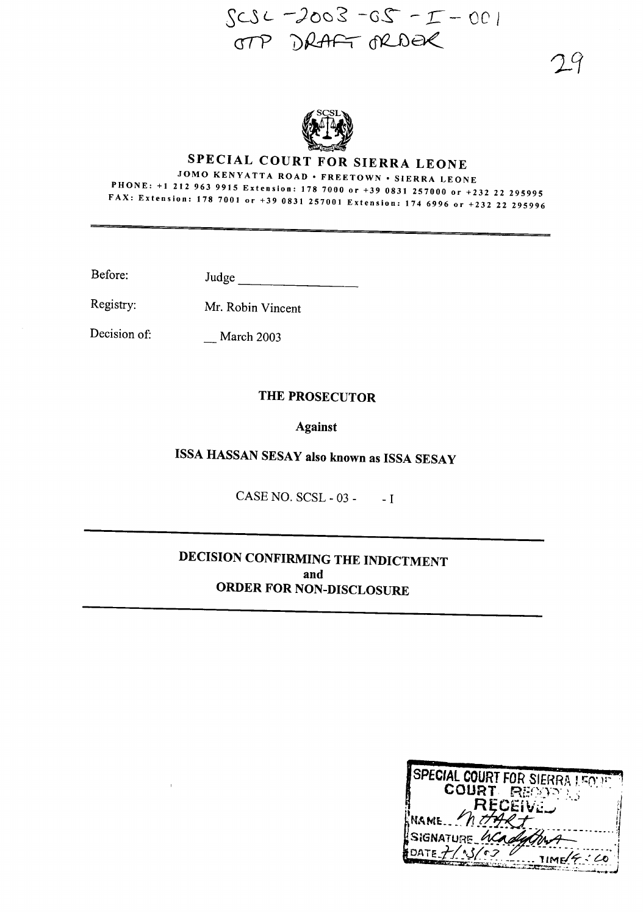SCSL-2003-05-I-001
OTP DRAFT ORDER

# SPECIAL COURT FOR SIERRA LEONE

JOMO KENYATTA ROAD • FREETOWN • SIERRA LEONE
PHONE: +1 212 963 9915 Extension: 178 7000 or +39 0831 257000 or +232 22 295995
FAX: Extension: 178 7001 or +39 0831 257001 Extension: 174 6996 or +232 22 295996

Before: Judge ___________________

Registry: Mr. Robin Vincent

Decision of: __ March 2003

**THE PROSECUTOR**

**Against**

**ISSA HASSAN SESAY also known as ISSA SESAY**

CASE NO. SCSL - 03 - &nbsp;&nbsp;&nbsp; - I

## DECISION CONFIRMING THE INDICTMENT and ORDER FOR NON-DISCLOSURE

SPECIAL COURT FOR SIERRA LEONE
COURT RECORDS
RECEIVED
NAME: N. HART
SIGNATURE: [signature]
DATE: 7/3/03 TIME: 14:00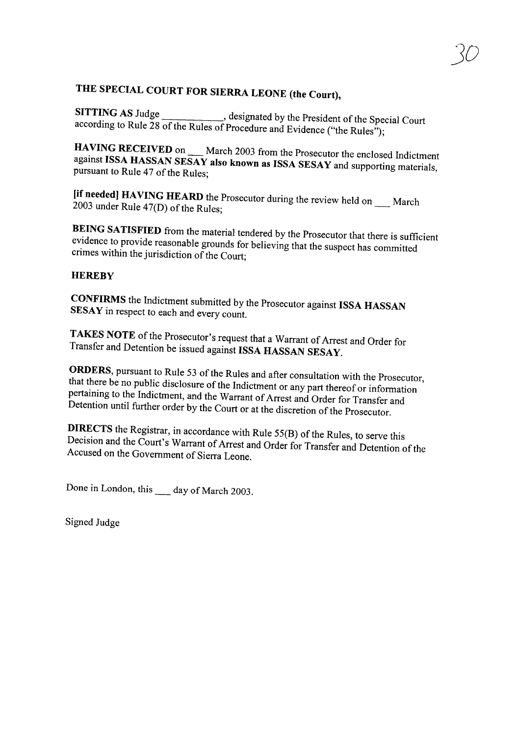**THE SPECIAL COURT FOR SIERRA LEONE (the Court),**

**SITTING AS** Judge \_\_\_\_\_\_\_\_\_\_\_, designated by the President of the Special Court according to Rule 28 of the Rules of Procedure and Evidence ("the Rules");

**HAVING RECEIVED** on \_\_\_ March 2003 from the Prosecutor the enclosed Indictment against **ISSA HASSAN SESAY also known as ISSA SESAY** and supporting materials, pursuant to Rule 47 of the Rules;

**[if needed] HAVING HEARD** the Prosecutor during the review held on \_\_\_ March 2003 under Rule 47(D) of the Rules;

**BEING SATISFIED** from the material tendered by the Prosecutor that there is sufficient evidence to provide reasonable grounds for believing that the suspect has committed crimes within the jurisdiction of the Court;

**HEREBY**

**CONFIRMS** the Indictment submitted by the Prosecutor against **ISSA HASSAN SESAY** in respect to each and every count.

**TAKES NOTE** of the Prosecutor's request that a Warrant of Arrest and Order for Transfer and Detention be issued against **ISSA HASSAN SESAY**.

**ORDERS**, pursuant to Rule 53 of the Rules and after consultation with the Prosecutor, that there be no public disclosure of the Indictment or any part thereof or information pertaining to the Indictment, and the Warrant of Arrest and Order for Transfer and Detention until further order by the Court or at the discretion of the Prosecutor.

**DIRECTS** the Registrar, in accordance with Rule 55(B) of the Rules, to serve this Decision and the Court's Warrant of Arrest and Order for Transfer and Detention of the Accused on the Government of Sierra Leone.

Done in London, this \_\_\_ day of March 2003.

Signed Judge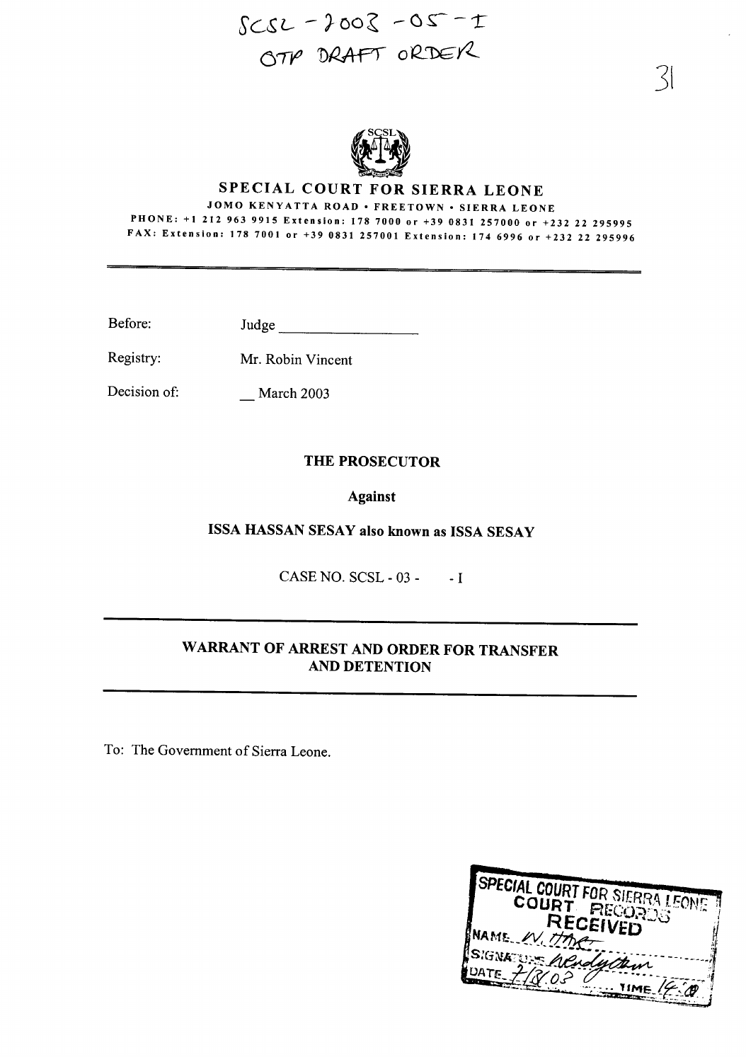SCSL - 2003 - 05 - I
OTP DRAFT ORDER

31

**SPECIAL COURT FOR SIERRA LEONE**

JOMO KENYATTA ROAD • FREETOWN • SIERRA LEONE

PHONE: +1 212 963 9915 Extension: 178 7000 or +39 0831 257000 or +232 22 295995
FAX: Extension: 178 7001 or +39 0831 257001 Extension: 174 6996 or +232 22 295996

---

Before: Judge ____________________

Registry: Mr. Robin Vincent

Decision of: __ March 2003

**THE PROSECUTOR**

**Against**

**ISSA HASSAN SESAY also known as ISSA SESAY**

CASE NO. SCSL - 03 - - I

---

## WARRANT OF ARREST AND ORDER FOR TRANSFER AND DETENTION

---

To: The Government of Sierra Leone.

SPECIAL COURT FOR SIERRA LEONE
COURT RECORDS
RECEIVED
NAME W. Thne
SIGNATURE Wendyan
DATE 7/8/03 TIME 14:00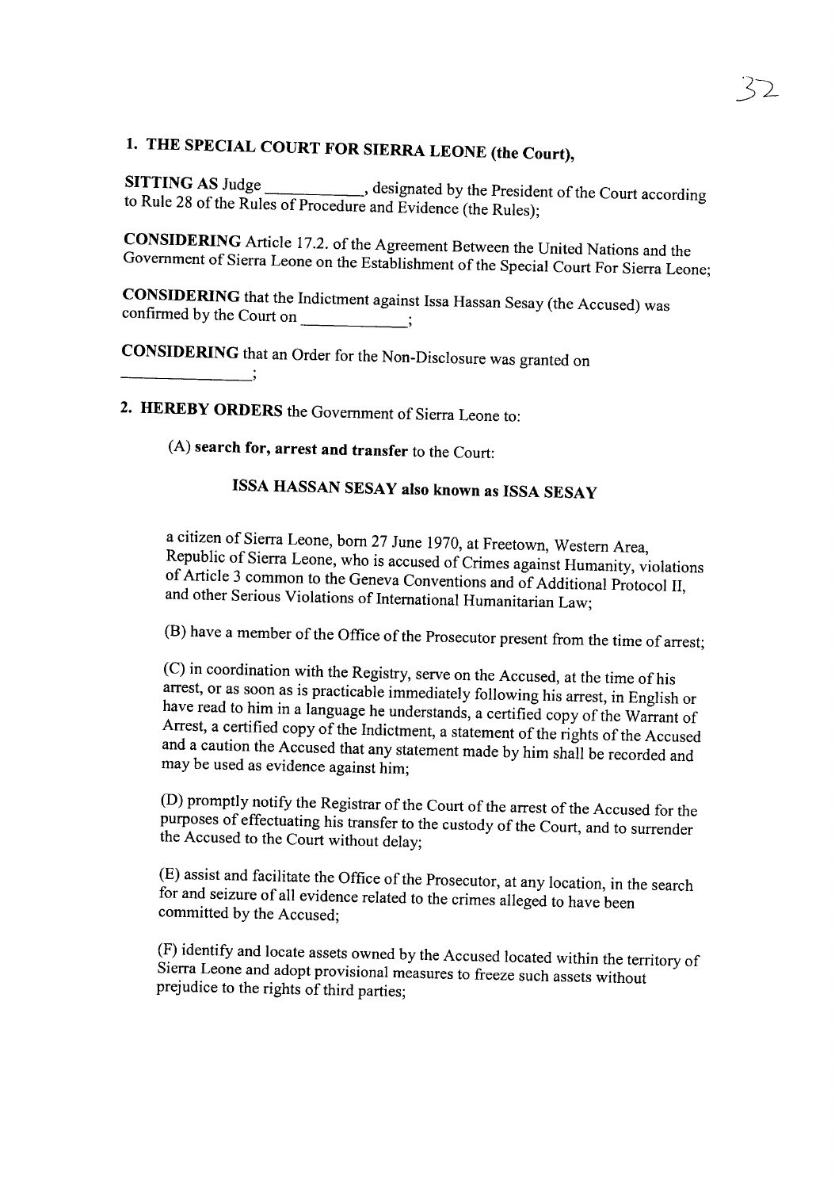1. **THE SPECIAL COURT FOR SIERRA LEONE (the Court),**

**SITTING AS** Judge \_\_\_\_\_\_\_\_\_\_\_, designated by the President of the Court according to Rule 28 of the Rules of Procedure and Evidence (the Rules);

**CONSIDERING** Article 17.2. of the Agreement Between the United Nations and the Government of Sierra Leone on the Establishment of the Special Court For Sierra Leone;

**CONSIDERING** that the Indictment against Issa Hassan Sesay (the Accused) was confirmed by the Court on \_\_\_\_\_\_\_\_\_\_\_\_;

**CONSIDERING** that an Order for the Non-Disclosure was granted on \_\_\_\_\_\_\_\_\_\_\_\_\_\_\_;

2. **HEREBY ORDERS** the Government of Sierra Leone to:

   (A) **search for, arrest and transfer** to the Court:

   **ISSA HASSAN SESAY also known as ISSA SESAY**

   a citizen of Sierra Leone, born 27 June 1970, at Freetown, Western Area, Republic of Sierra Leone, who is accused of Crimes against Humanity, violations of Article 3 common to the Geneva Conventions and of Additional Protocol II, and other Serious Violations of International Humanitarian Law;

   (B) have a member of the Office of the Prosecutor present from the time of arrest;

   (C) in coordination with the Registry, serve on the Accused, at the time of his arrest, or as soon as is practicable immediately following his arrest, in English or have read to him in a language he understands, a certified copy of the Warrant of Arrest, a certified copy of the Indictment, a statement of the rights of the Accused and a caution the Accused that any statement made by him shall be recorded and may be used as evidence against him;

   (D) promptly notify the Registrar of the Court of the arrest of the Accused for the purposes of effectuating his transfer to the custody of the Court, and to surrender the Accused to the Court without delay;

   (E) assist and facilitate the Office of the Prosecutor, at any location, in the search for and seizure of all evidence related to the crimes alleged to have been committed by the Accused;

   (F) identify and locate assets owned by the Accused located within the territory of Sierra Leone and adopt provisional measures to freeze such assets without prejudice to the rights of third parties;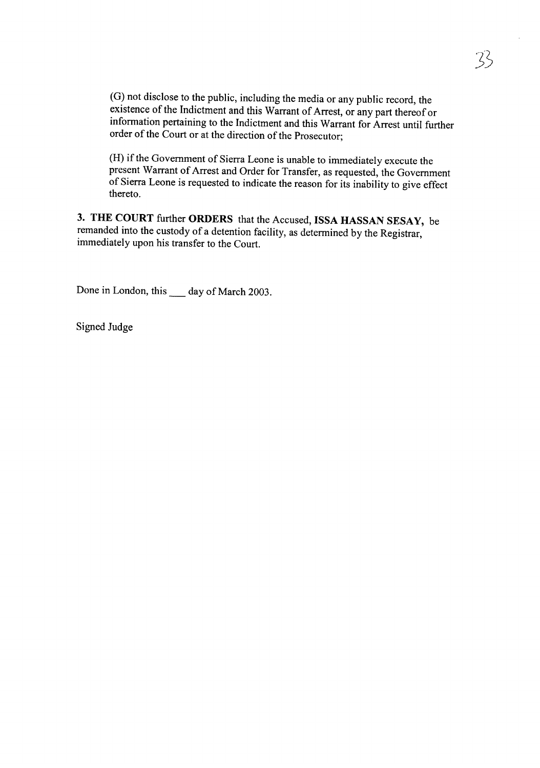(G) not disclose to the public, including the media or any public record, the existence of the Indictment and this Warrant of Arrest, or any part thereof or information pertaining to the Indictment and this Warrant for Arrest until further order of the Court or at the direction of the Prosecutor;

(H) if the Government of Sierra Leone is unable to immediately execute the present Warrant of Arrest and Order for Transfer, as requested, the Government of Sierra Leone is requested to indicate the reason for its inability to give effect thereto.

**3. THE COURT** further **ORDERS** that the Accused, **ISSA HASSAN SESAY,** be remanded into the custody of a detention facility, as determined by the Registrar, immediately upon his transfer to the Court.

Done in London, this ___ day of March 2003.

Signed Judge